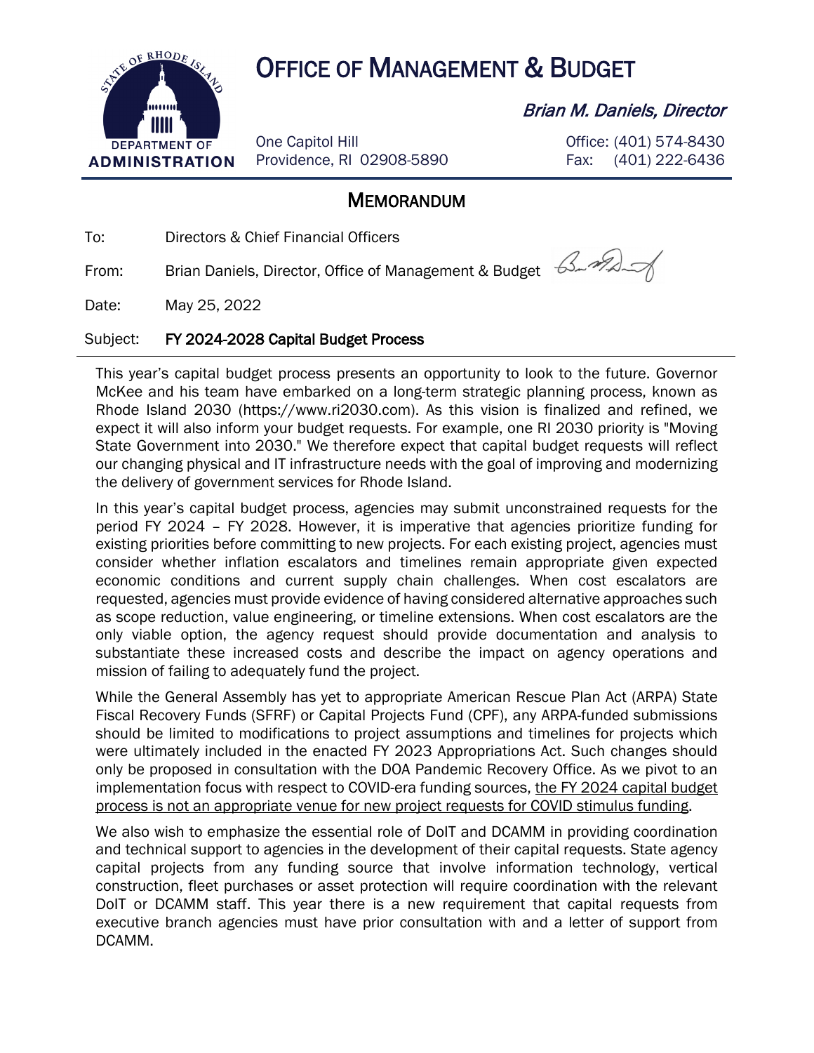# OFFICE OF MANAGEMENT & BUDGET

*Brian M. Daniels, Director*

STATE OF RHODE ISLAND
DEPARTMENT OF ADMINISTRATION

One Capitol Hill
Providence, RI 02908-5890

Office: (401) 574-8430
Fax: (401) 222-6436

## MEMORANDUM

To: Directors & Chief Financial Officers

From: Brian Daniels, Director, Office of Management & Budget

Date: May 25, 2022

Subject: **FY 2024-2028 Capital Budget Process**

This year's capital budget process presents an opportunity to look to the future. Governor McKee and his team have embarked on a long-term strategic planning process, known as Rhode Island 2030 (https://www.ri2030.com). As this vision is finalized and refined, we expect it will also inform your budget requests. For example, one RI 2030 priority is "Moving State Government into 2030." We therefore expect that capital budget requests will reflect our changing physical and IT infrastructure needs with the goal of improving and modernizing the delivery of government services for Rhode Island.

In this year's capital budget process, agencies may submit unconstrained requests for the period FY 2024 – FY 2028. However, it is imperative that agencies prioritize funding for existing priorities before committing to new projects. For each existing project, agencies must consider whether inflation escalators and timelines remain appropriate given expected economic conditions and current supply chain challenges. When cost escalators are requested, agencies must provide evidence of having considered alternative approaches such as scope reduction, value engineering, or timeline extensions. When cost escalators are the only viable option, the agency request should provide documentation and analysis to substantiate these increased costs and describe the impact on agency operations and mission of failing to adequately fund the project.

While the General Assembly has yet to appropriate American Rescue Plan Act (ARPA) State Fiscal Recovery Funds (SFRF) or Capital Projects Fund (CPF), any ARPA-funded submissions should be limited to modifications to project assumptions and timelines for projects which were ultimately included in the enacted FY 2023 Appropriations Act. Such changes should only be proposed in consultation with the DOA Pandemic Recovery Office. As we pivot to an implementation focus with respect to COVID-era funding sources, <u>the FY 2024 capital budget process is not an appropriate venue for new project requests for COVID stimulus funding</u>.

We also wish to emphasize the essential role of DoIT and DCAMM in providing coordination and technical support to agencies in the development of their capital requests. State agency capital projects from any funding source that involve information technology, vertical construction, fleet purchases or asset protection will require coordination with the relevant DoIT or DCAMM staff. This year there is a new requirement that capital requests from executive branch agencies must have prior consultation with and a letter of support from DCAMM.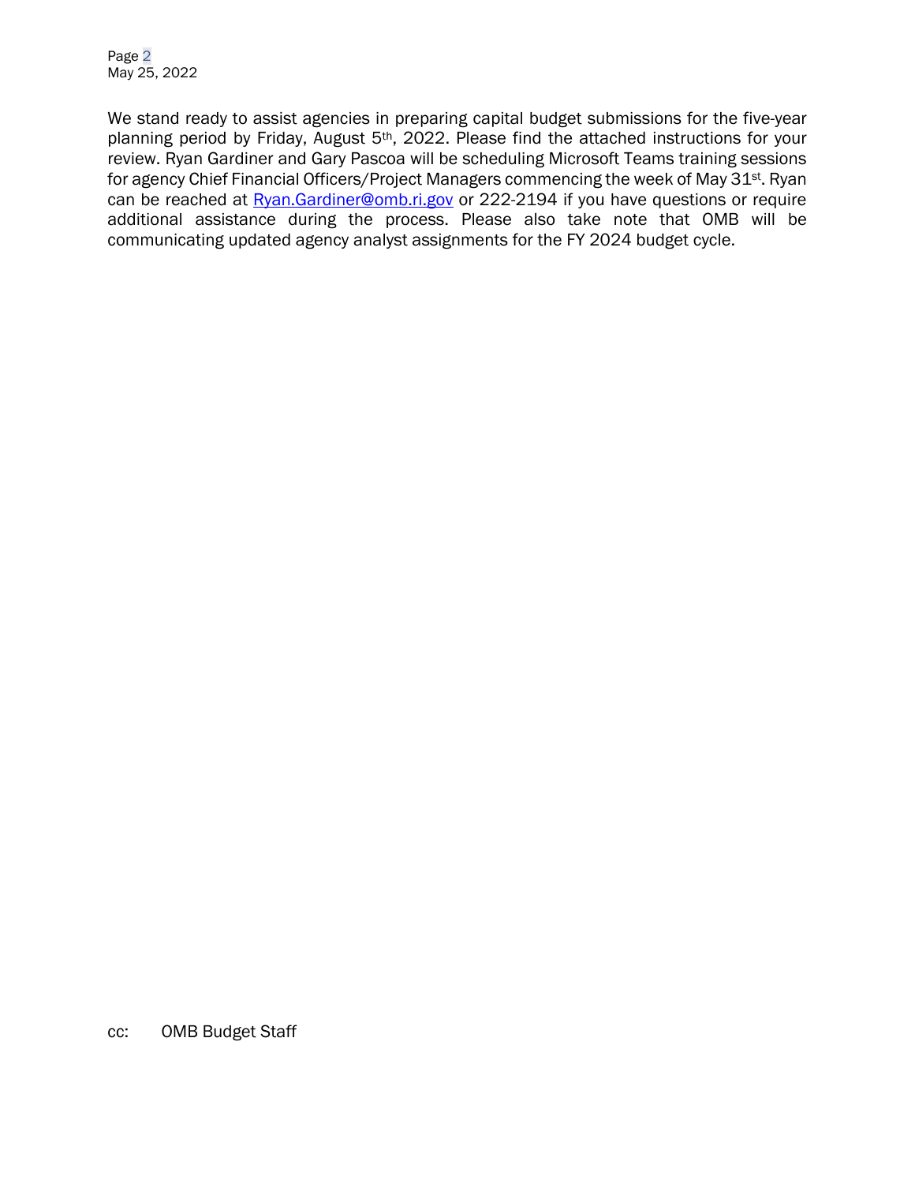We stand ready to assist agencies in preparing capital budget submissions for the five-year planning period by Friday, August 5th, 2022. Please find the attached instructions for your review. Ryan Gardiner and Gary Pascoa will be scheduling Microsoft Teams training sessions for agency Chief Financial Officers/Project Managers commencing the week of May 31st. Ryan can be reached at [Ryan.Gardiner@omb.ri.gov](mailto:Ryan.Gardiner@omb.ri.gov) or 222-2194 if you have questions or require additional assistance during the process. Please also take note that OMB will be communicating updated agency analyst assignments for the FY 2024 budget cycle.

cc: OMB Budget Staff